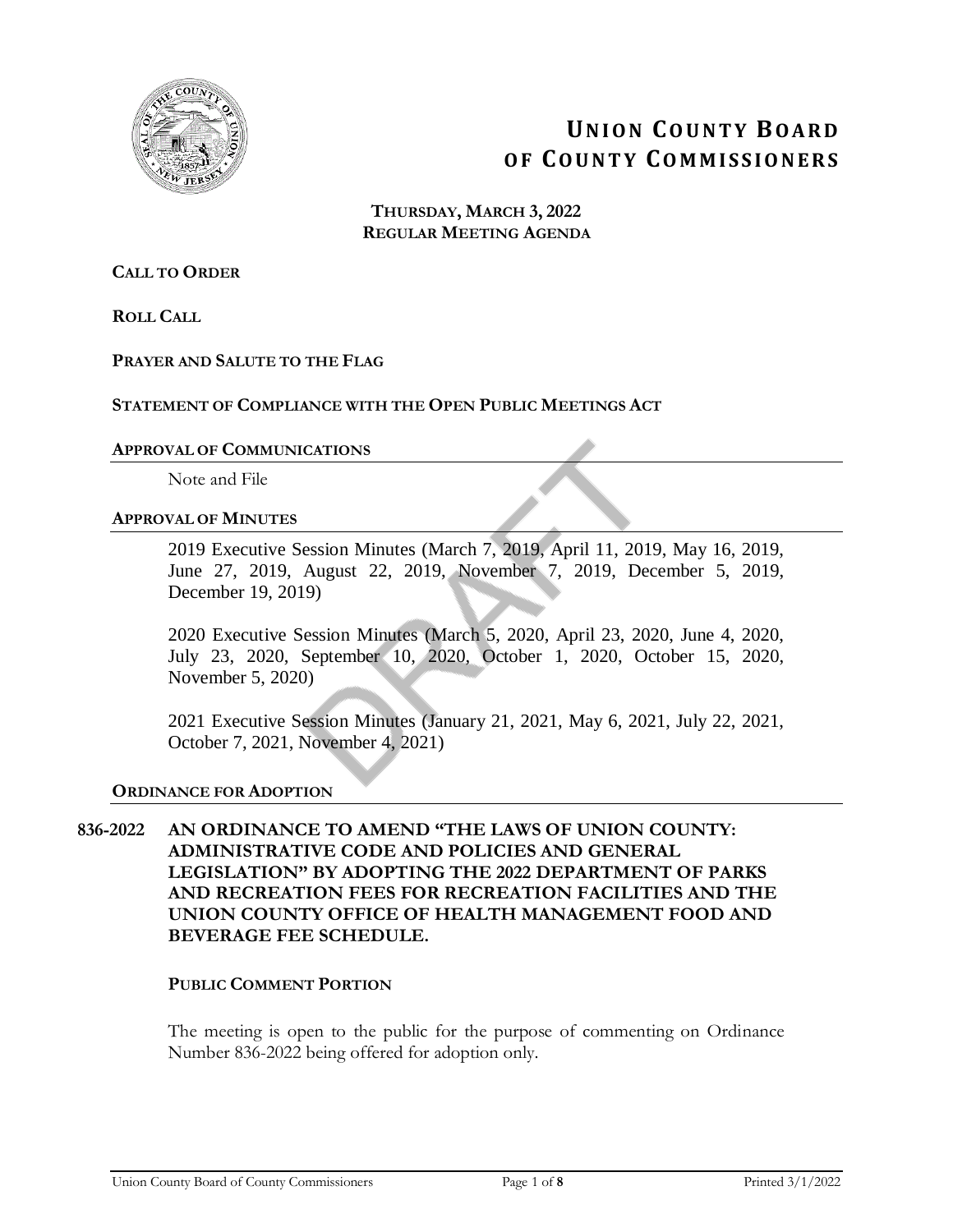# UNION COUNTY BOARD OF COUNTY COMMISSIONERS

**THURSDAY, MARCH 3, 2022**
**REGULAR MEETING AGENDA**

**CALL TO ORDER**

**ROLL CALL**

**PRAYER AND SALUTE TO THE FLAG**

**STATEMENT OF COMPLIANCE WITH THE OPEN PUBLIC MEETINGS ACT**

**APPROVAL OF COMMUNICATIONS**

Note and File

**APPROVAL OF MINUTES**

2019 Executive Session Minutes (March 7, 2019, April 11, 2019, May 16, 2019, June 27, 2019, August 22, 2019, November 7, 2019, December 5, 2019, December 19, 2019)

2020 Executive Session Minutes (March 5, 2020, April 23, 2020, June 4, 2020, July 23, 2020, September 10, 2020, October 1, 2020, October 15, 2020, November 5, 2020)

2021 Executive Session Minutes (January 21, 2021, May 6, 2021, July 22, 2021, October 7, 2021, November 4, 2021)

**ORDINANCE FOR ADOPTION**

**836-2022 AN ORDINANCE TO AMEND "THE LAWS OF UNION COUNTY: ADMINISTRATIVE CODE AND POLICIES AND GENERAL LEGISLATION" BY ADOPTING THE 2022 DEPARTMENT OF PARKS AND RECREATION FEES FOR RECREATION FACILITIES AND THE UNION COUNTY OFFICE OF HEALTH MANAGEMENT FOOD AND BEVERAGE FEE SCHEDULE.**

**PUBLIC COMMENT PORTION**

The meeting is open to the public for the purpose of commenting on Ordinance Number 836-2022 being offered for adoption only.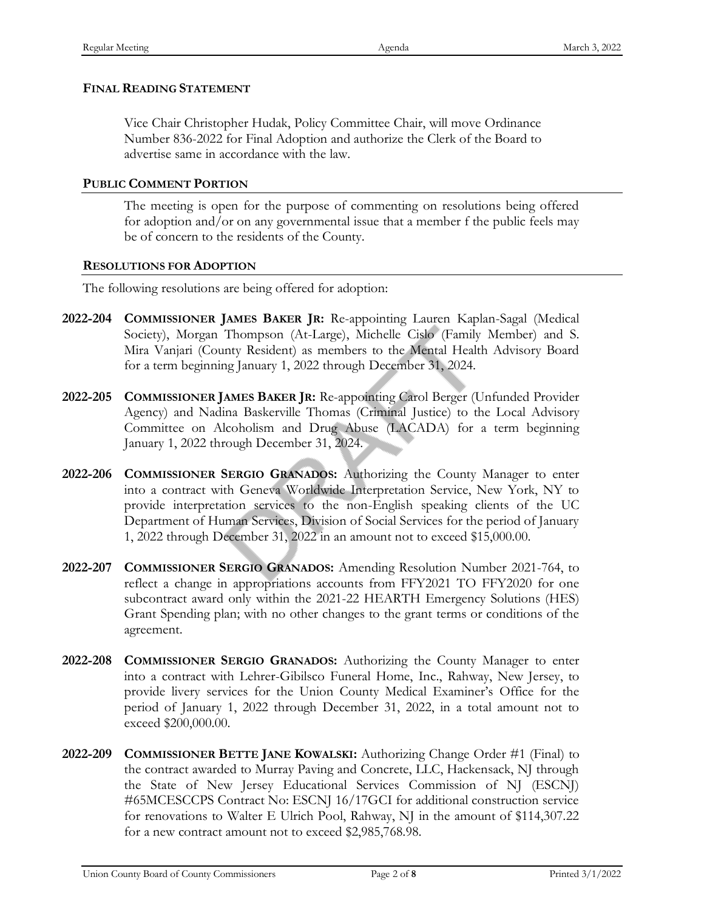**FINAL READING STATEMENT**

Vice Chair Christopher Hudak, Policy Committee Chair, will move Ordinance Number 836-2022 for Final Adoption and authorize the Clerk of the Board to advertise same in accordance with the law.

**PUBLIC COMMENT PORTION**

The meeting is open for the purpose of commenting on resolutions being offered for adoption and/or on any governmental issue that a member f the public feels may be of concern to the residents of the County.

**RESOLUTIONS FOR ADOPTION**

The following resolutions are being offered for adoption:

**2022-204** **COMMISSIONER JAMES BAKER JR:** Re-appointing Lauren Kaplan-Sagal (Medical Society), Morgan Thompson (At-Large), Michelle Cislo (Family Member) and S. Mira Vanjari (County Resident) as members to the Mental Health Advisory Board for a term beginning January 1, 2022 through December 31, 2024.

**2022-205** **COMMISSIONER JAMES BAKER JR:** Re-appointing Carol Berger (Unfunded Provider Agency) and Nadina Baskerville Thomas (Criminal Justice) to the Local Advisory Committee on Alcoholism and Drug Abuse (LACADA) for a term beginning January 1, 2022 through December 31, 2024.

**2022-206** **COMMISSIONER SERGIO GRANADOS:** Authorizing the County Manager to enter into a contract with Geneva Worldwide Interpretation Service, New York, NY to provide interpretation services to the non-English speaking clients of the UC Department of Human Services, Division of Social Services for the period of January 1, 2022 through December 31, 2022 in an amount not to exceed $15,000.00.

**2022-207** **COMMISSIONER SERGIO GRANADOS:** Amending Resolution Number 2021-764, to reflect a change in appropriations accounts from FFY2021 TO FFY2020 for one subcontract award only within the 2021-22 HEARTH Emergency Solutions (HES) Grant Spending plan; with no other changes to the grant terms or conditions of the agreement.

**2022-208** **COMMISSIONER SERGIO GRANADOS:** Authorizing the County Manager to enter into a contract with Lehrer-Gibilsco Funeral Home, Inc., Rahway, New Jersey, to provide livery services for the Union County Medical Examiner's Office for the period of January 1, 2022 through December 31, 2022, in a total amount not to exceed $200,000.00.

**2022-209** **COMMISSIONER BETTE JANE KOWALSKI:** Authorizing Change Order #1 (Final) to the contract awarded to Murray Paving and Concrete, LLC, Hackensack, NJ through the State of New Jersey Educational Services Commission of NJ (ESCNJ) #65MCESCCPS Contract No: ESCNJ 16/17GCI for additional construction service for renovations to Walter E Ulrich Pool, Rahway, NJ in the amount of $114,307.22 for a new contract amount not to exceed $2,985,768.98.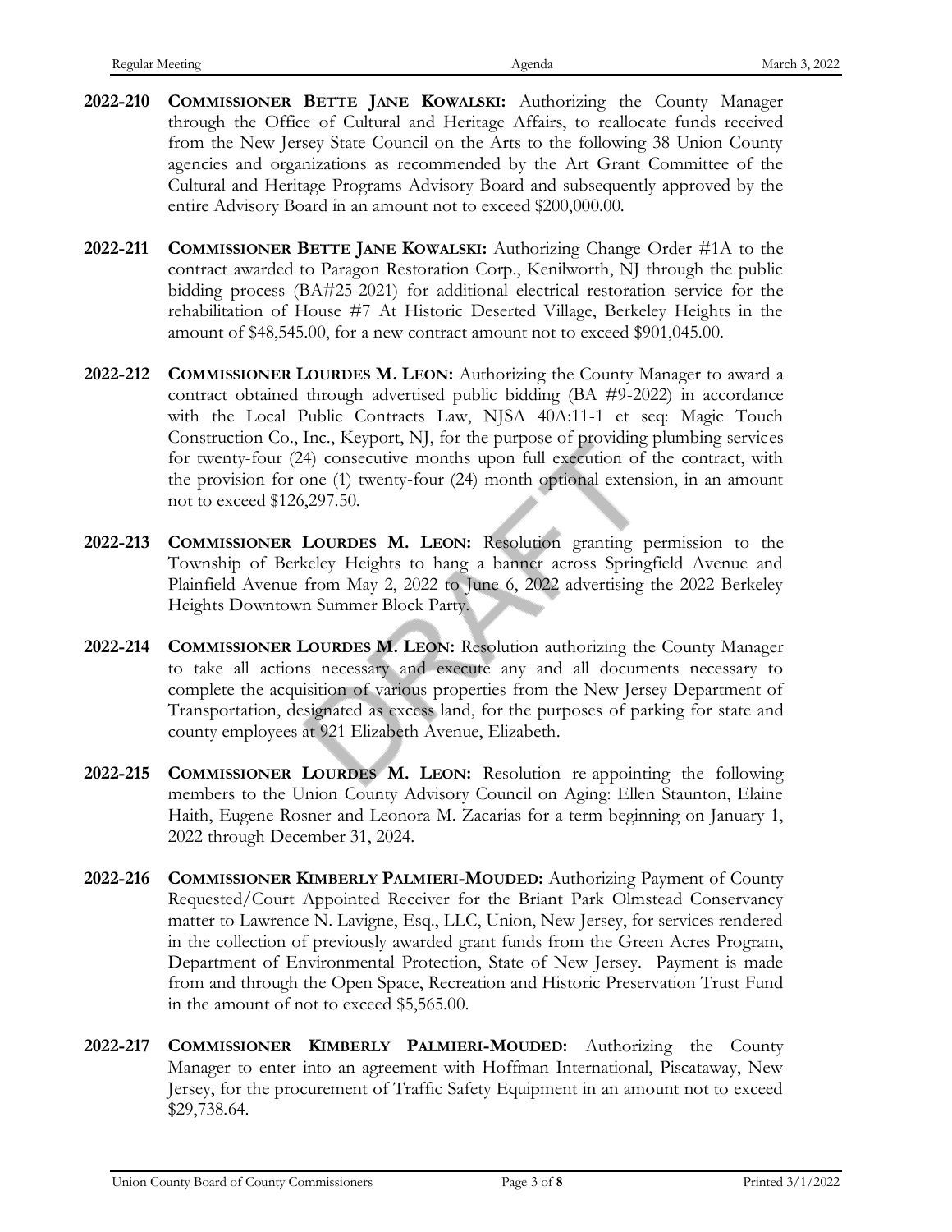**2022-210** **COMMISSIONER BETTE JANE KOWALSKI:** Authorizing the County Manager through the Office of Cultural and Heritage Affairs, to reallocate funds received from the New Jersey State Council on the Arts to the following 38 Union County agencies and organizations as recommended by the Art Grant Committee of the Cultural and Heritage Programs Advisory Board and subsequently approved by the entire Advisory Board in an amount not to exceed $200,000.00.

**2022-211** **COMMISSIONER BETTE JANE KOWALSKI:** Authorizing Change Order #1A to the contract awarded to Paragon Restoration Corp., Kenilworth, NJ through the public bidding process (BA#25-2021) for additional electrical restoration service for the rehabilitation of House #7 At Historic Deserted Village, Berkeley Heights in the amount of $48,545.00, for a new contract amount not to exceed $901,045.00.

**2022-212** **COMMISSIONER LOURDES M. LEON:** Authorizing the County Manager to award a contract obtained through advertised public bidding (BA #9-2022) in accordance with the Local Public Contracts Law, NJSA 40A:11-1 et seq: Magic Touch Construction Co., Inc., Keyport, NJ, for the purpose of providing plumbing services for twenty-four (24) consecutive months upon full execution of the contract, with the provision for one (1) twenty-four (24) month optional extension, in an amount not to exceed $126,297.50.

**2022-213** **COMMISSIONER LOURDES M. LEON:** Resolution granting permission to the Township of Berkeley Heights to hang a banner across Springfield Avenue and Plainfield Avenue from May 2, 2022 to June 6, 2022 advertising the 2022 Berkeley Heights Downtown Summer Block Party.

**2022-214** **COMMISSIONER LOURDES M. LEON:** Resolution authorizing the County Manager to take all actions necessary and execute any and all documents necessary to complete the acquisition of various properties from the New Jersey Department of Transportation, designated as excess land, for the purposes of parking for state and county employees at 921 Elizabeth Avenue, Elizabeth.

**2022-215** **COMMISSIONER LOURDES M. LEON:** Resolution re-appointing the following members to the Union County Advisory Council on Aging: Ellen Staunton, Elaine Haith, Eugene Rosner and Leonora M. Zacarias for a term beginning on January 1, 2022 through December 31, 2024.

**2022-216** **COMMISSIONER KIMBERLY PALMIERI-MOUDED:** Authorizing Payment of County Requested/Court Appointed Receiver for the Briant Park Olmstead Conservancy matter to Lawrence N. Lavigne, Esq., LLC, Union, New Jersey, for services rendered in the collection of previously awarded grant funds from the Green Acres Program, Department of Environmental Protection, State of New Jersey. Payment is made from and through the Open Space, Recreation and Historic Preservation Trust Fund in the amount of not to exceed $5,565.00.

**2022-217** **COMMISSIONER KIMBERLY PALMIERI-MOUDED:** Authorizing the County Manager to enter into an agreement with Hoffman International, Piscataway, New Jersey, for the procurement of Traffic Safety Equipment in an amount not to exceed $29,738.64.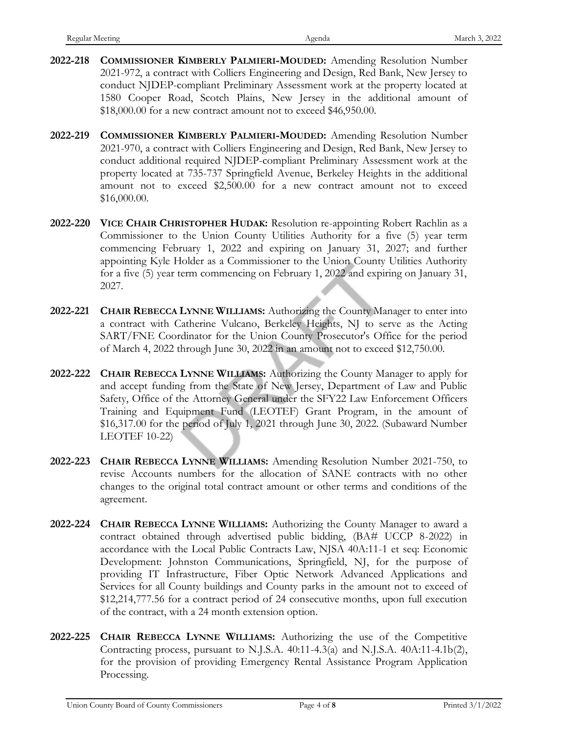**2022-218** **COMMISSIONER KIMBERLY PALMIERI-MOUDED:** Amending Resolution Number 2021-972, a contract with Colliers Engineering and Design, Red Bank, New Jersey to conduct NJDEP-compliant Preliminary Assessment work at the property located at 1580 Cooper Road, Scotch Plains, New Jersey in the additional amount of $18,000.00 for a new contract amount not to exceed $46,950.00.

**2022-219** **COMMISSIONER KIMBERLY PALMIERI-MOUDED:** Amending Resolution Number 2021-970, a contract with Colliers Engineering and Design, Red Bank, New Jersey to conduct additional required NJDEP-compliant Preliminary Assessment work at the property located at 735-737 Springfield Avenue, Berkeley Heights in the additional amount not to exceed $2,500.00 for a new contract amount not to exceed $16,000.00.

**2022-220** **VICE CHAIR CHRISTOPHER HUDAK:** Resolution re-appointing Robert Rachlin as a Commissioner to the Union County Utilities Authority for a five (5) year term commencing February 1, 2022 and expiring on January 31, 2027; and further appointing Kyle Holder as a Commissioner to the Union County Utilities Authority for a five (5) year term commencing on February 1, 2022 and expiring on January 31, 2027.

**2022-221** **CHAIR REBECCA LYNNE WILLIAMS:** Authorizing the County Manager to enter into a contract with Catherine Vulcano, Berkeley Heights, NJ to serve as the Acting SART/FNE Coordinator for the Union County Prosecutor's Office for the period of March 4, 2022 through June 30, 2022 in an amount not to exceed $12,750.00.

**2022-222** **CHAIR REBECCA LYNNE WILLIAMS:** Authorizing the County Manager to apply for and accept funding from the State of New Jersey, Department of Law and Public Safety, Office of the Attorney General under the SFY22 Law Enforcement Officers Training and Equipment Fund (LEOTEF) Grant Program, in the amount of $16,317.00 for the period of July 1, 2021 through June 30, 2022. (Subaward Number LEOTEF 10-22)

**2022-223** **CHAIR REBECCA LYNNE WILLIAMS:** Amending Resolution Number 2021-750, to revise Accounts numbers for the allocation of SANE contracts with no other changes to the original total contract amount or other terms and conditions of the agreement.

**2022-224** **CHAIR REBECCA LYNNE WILLIAMS:** Authorizing the County Manager to award a contract obtained through advertised public bidding, (BA# UCCP 8-2022) in accordance with the Local Public Contracts Law, NJSA 40A:11-1 et seq: Economic Development: Johnston Communications, Springfield, NJ, for the purpose of providing IT Infrastructure, Fiber Optic Network Advanced Applications and Services for all County buildings and County parks in the amount not to exceed of $12,214,777.56 for a contract period of 24 consecutive months, upon full execution of the contract, with a 24 month extension option.

**2022-225** **CHAIR REBECCA LYNNE WILLIAMS:** Authorizing the use of the Competitive Contracting process, pursuant to N.J.S.A. 40:11-4.3(a) and N.J.S.A. 40A:11-4.1b(2), for the provision of providing Emergency Rental Assistance Program Application Processing.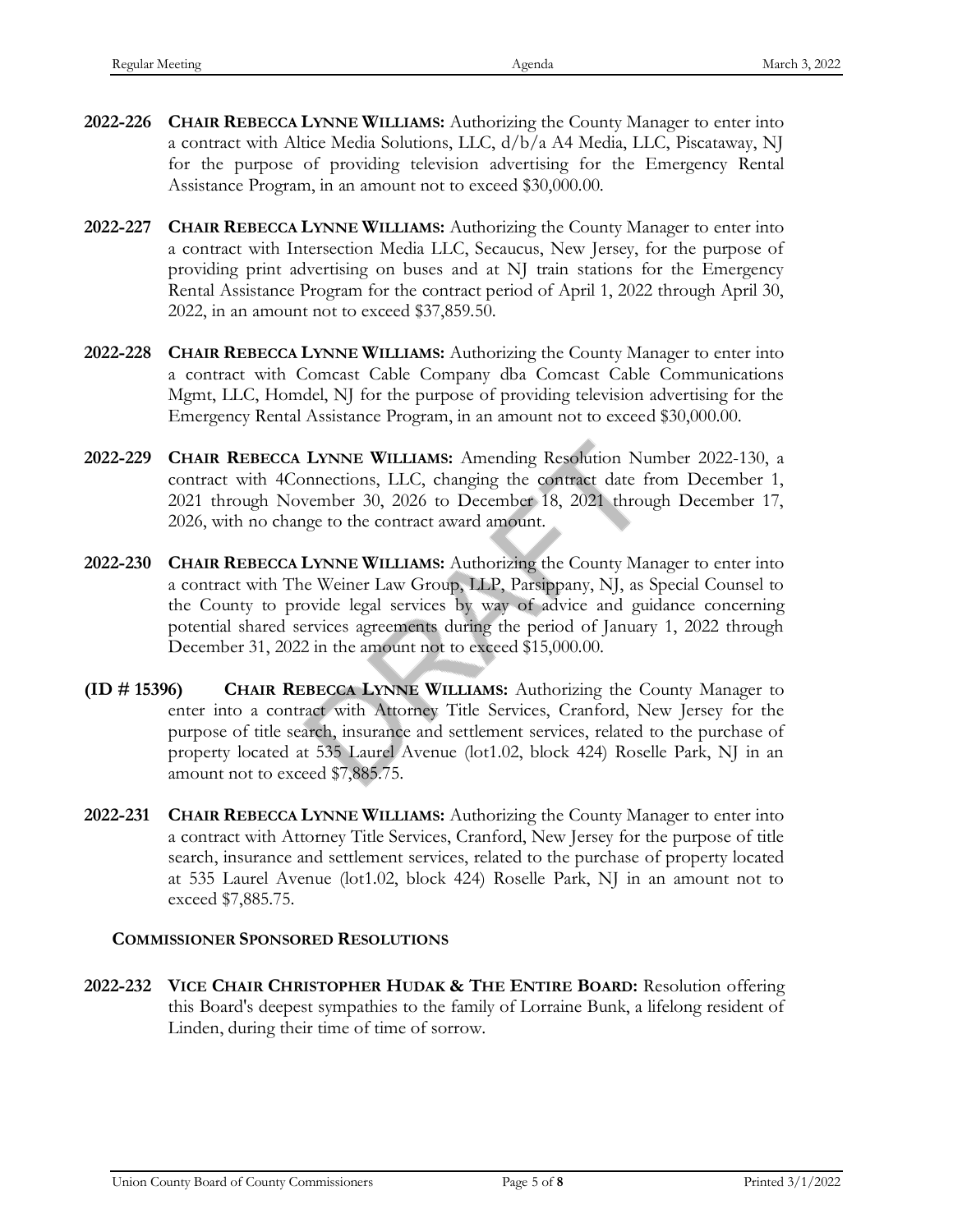**2022-226** **CHAIR REBECCA LYNNE WILLIAMS:** Authorizing the County Manager to enter into a contract with Altice Media Solutions, LLC, d/b/a A4 Media, LLC, Piscataway, NJ for the purpose of providing television advertising for the Emergency Rental Assistance Program, in an amount not to exceed $30,000.00.

**2022-227** **CHAIR REBECCA LYNNE WILLIAMS:** Authorizing the County Manager to enter into a contract with Intersection Media LLC, Secaucus, New Jersey, for the purpose of providing print advertising on buses and at NJ train stations for the Emergency Rental Assistance Program for the contract period of April 1, 2022 through April 30, 2022, in an amount not to exceed $37,859.50.

**2022-228** **CHAIR REBECCA LYNNE WILLIAMS:** Authorizing the County Manager to enter into a contract with Comcast Cable Company dba Comcast Cable Communications Mgmt, LLC, Homdel, NJ for the purpose of providing television advertising for the Emergency Rental Assistance Program, in an amount not to exceed $30,000.00.

**2022-229** **CHAIR REBECCA LYNNE WILLIAMS:** Amending Resolution Number 2022-130, a contract with 4Connections, LLC, changing the contract date from December 1, 2021 through November 30, 2026 to December 18, 2021 through December 17, 2026, with no change to the contract award amount.

**2022-230** **CHAIR REBECCA LYNNE WILLIAMS:** Authorizing the County Manager to enter into a contract with The Weiner Law Group, LLP, Parsippany, NJ, as Special Counsel to the County to provide legal services by way of advice and guidance concerning potential shared services agreements during the period of January 1, 2022 through December 31, 2022 in the amount not to exceed $15,000.00.

**(ID # 15396)** **CHAIR REBECCA LYNNE WILLIAMS:** Authorizing the County Manager to enter into a contract with Attorney Title Services, Cranford, New Jersey for the purpose of title search, insurance and settlement services, related to the purchase of property located at 535 Laurel Avenue (lot1.02, block 424) Roselle Park, NJ in an amount not to exceed $7,885.75.

**2022-231** **CHAIR REBECCA LYNNE WILLIAMS:** Authorizing the County Manager to enter into a contract with Attorney Title Services, Cranford, New Jersey for the purpose of title search, insurance and settlement services, related to the purchase of property located at 535 Laurel Avenue (lot1.02, block 424) Roselle Park, NJ in an amount not to exceed $7,885.75.

### COMMISSIONER SPONSORED RESOLUTIONS

**2022-232** **VICE CHAIR CHRISTOPHER HUDAK & THE ENTIRE BOARD:** Resolution offering this Board's deepest sympathies to the family of Lorraine Bunk, a lifelong resident of Linden, during their time of time of sorrow.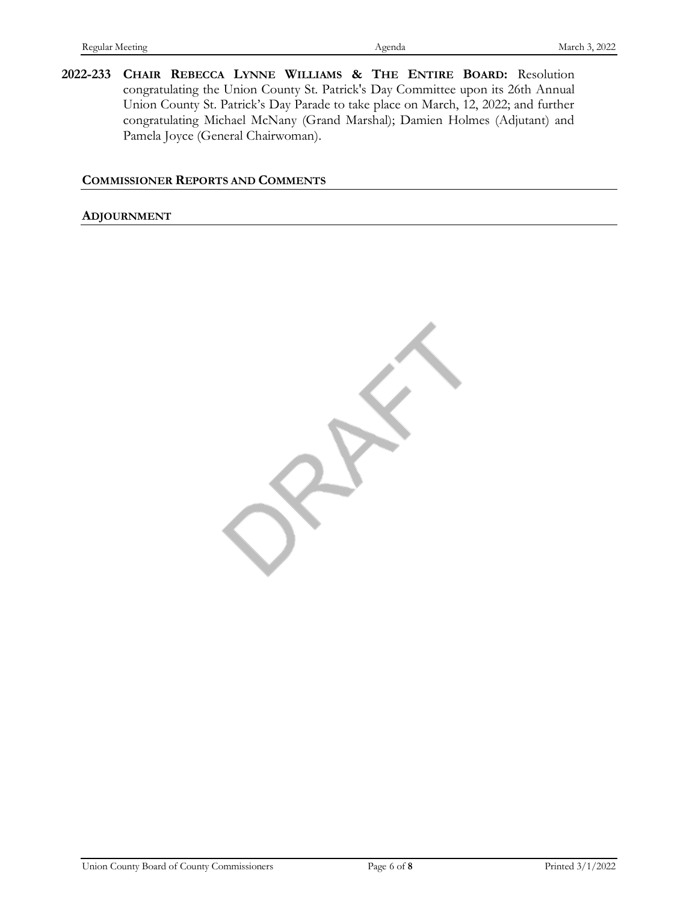**2022-233** **CHAIR REBECCA LYNNE WILLIAMS & THE ENTIRE BOARD:** Resolution congratulating the Union County St. Patrick's Day Committee upon its 26th Annual Union County St. Patrick's Day Parade to take place on March, 12, 2022; and further congratulating Michael McNany (Grand Marshal); Damien Holmes (Adjutant) and Pamela Joyce (General Chairwoman).

## COMMISSIONER REPORTS AND COMMENTS

## ADJOURNMENT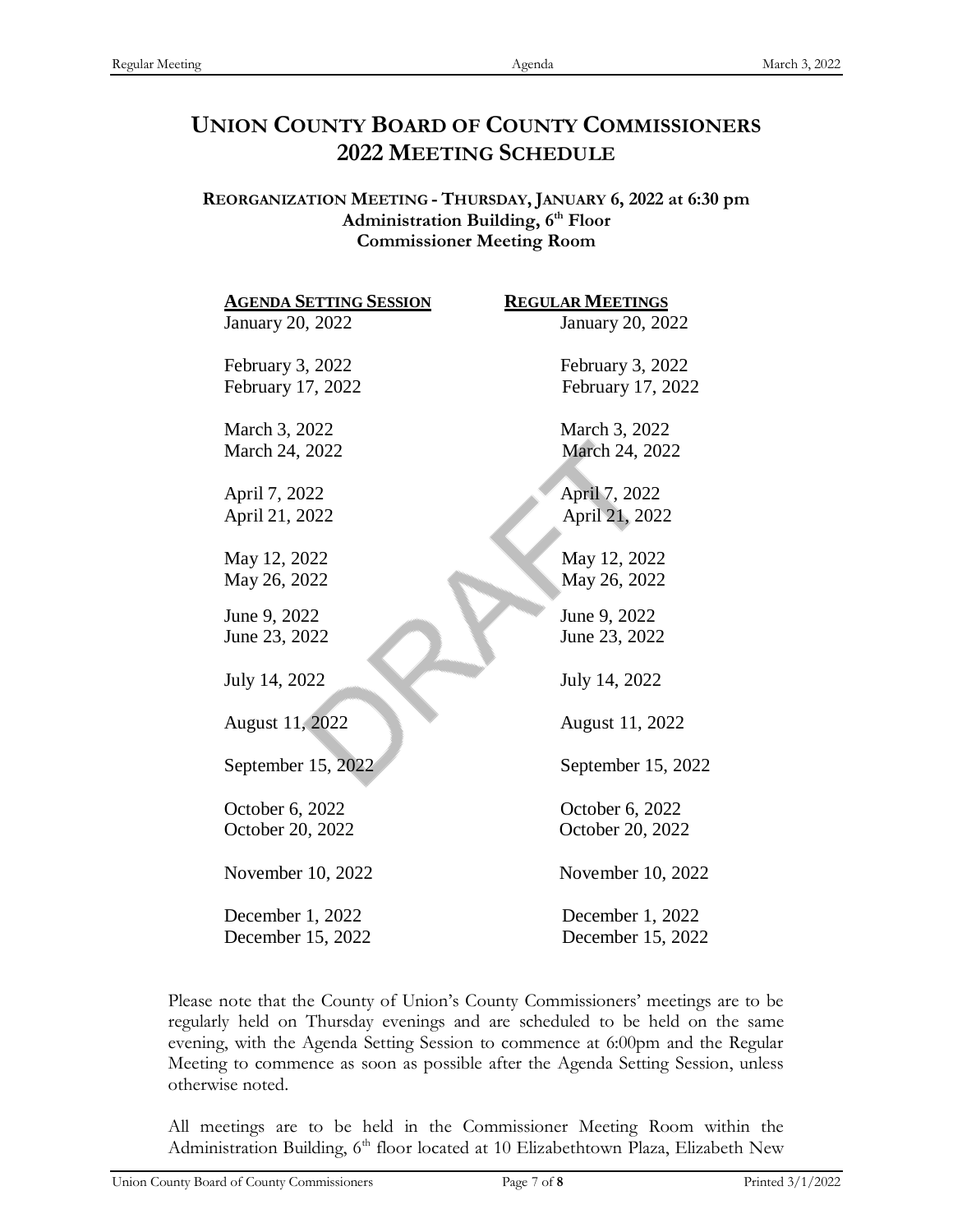# UNION COUNTY BOARD OF COUNTY COMMISSIONERS
# 2022 MEETING SCHEDULE

**REORGANIZATION MEETING - THURSDAY, JANUARY 6, 2022 at 6:30 pm**
**Administration Building, 6th Floor**
**Commissioner Meeting Room**

| AGENDA SETTING SESSION | REGULAR MEETINGS |
|---|---|
| January 20, 2022 | January 20, 2022 |
| February 3, 2022 | February 3, 2022 |
| February 17, 2022 | February 17, 2022 |
| March 3, 2022 | March 3, 2022 |
| March 24, 2022 | March 24, 2022 |
| April 7, 2022 | April 7, 2022 |
| April 21, 2022 | April 21, 2022 |
| May 12, 2022 | May 12, 2022 |
| May 26, 2022 | May 26, 2022 |
| June 9, 2022 | June 9, 2022 |
| June 23, 2022 | June 23, 2022 |
| July 14, 2022 | July 14, 2022 |
| August 11, 2022 | August 11, 2022 |
| September 15, 2022 | September 15, 2022 |
| October 6, 2022 | October 6, 2022 |
| October 20, 2022 | October 20, 2022 |
| November 10, 2022 | November 10, 2022 |
| December 1, 2022 | December 1, 2022 |
| December 15, 2022 | December 15, 2022 |

Please note that the County of Union's County Commissioners' meetings are to be regularly held on Thursday evenings and are scheduled to be held on the same evening, with the Agenda Setting Session to commence at 6:00pm and the Regular Meeting to commence as soon as possible after the Agenda Setting Session, unless otherwise noted.

All meetings are to be held in the Commissioner Meeting Room within the Administration Building, 6th floor located at 10 Elizabethtown Plaza, Elizabeth New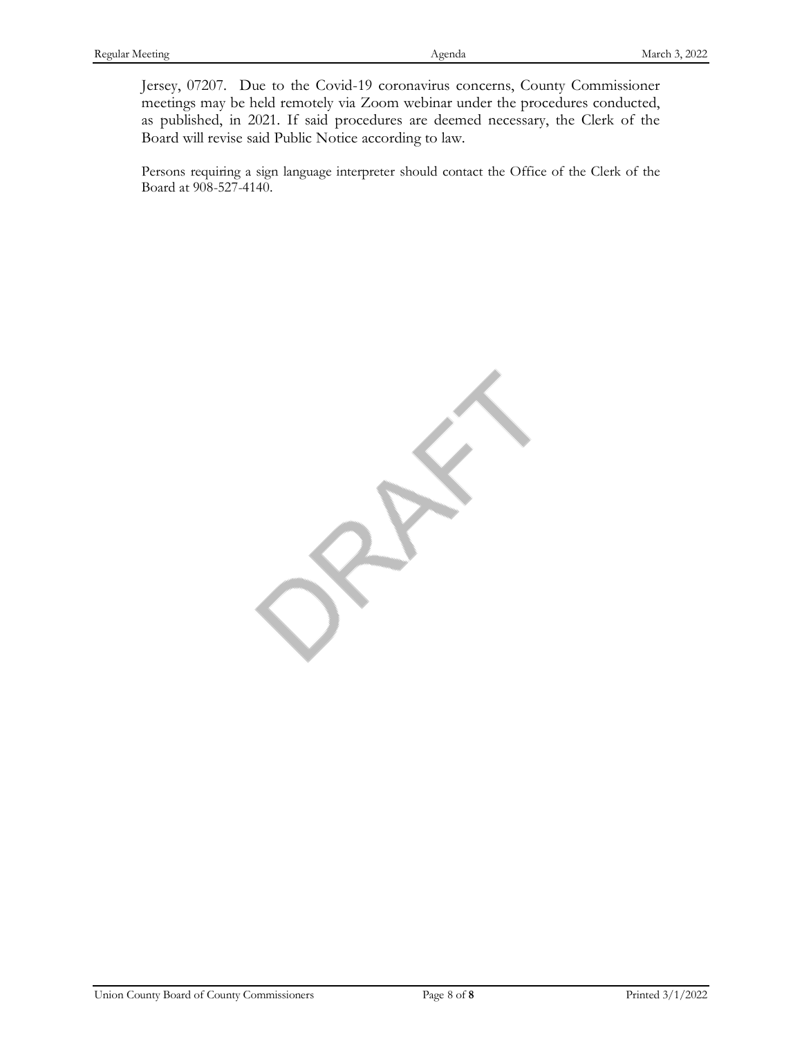Jersey, 07207. Due to the Covid-19 coronavirus concerns, County Commissioner meetings may be held remotely via Zoom webinar under the procedures conducted, as published, in 2021. If said procedures are deemed necessary, the Clerk of the Board will revise said Public Notice according to law.

Persons requiring a sign language interpreter should contact the Office of the Clerk of the Board at 908-527-4140.